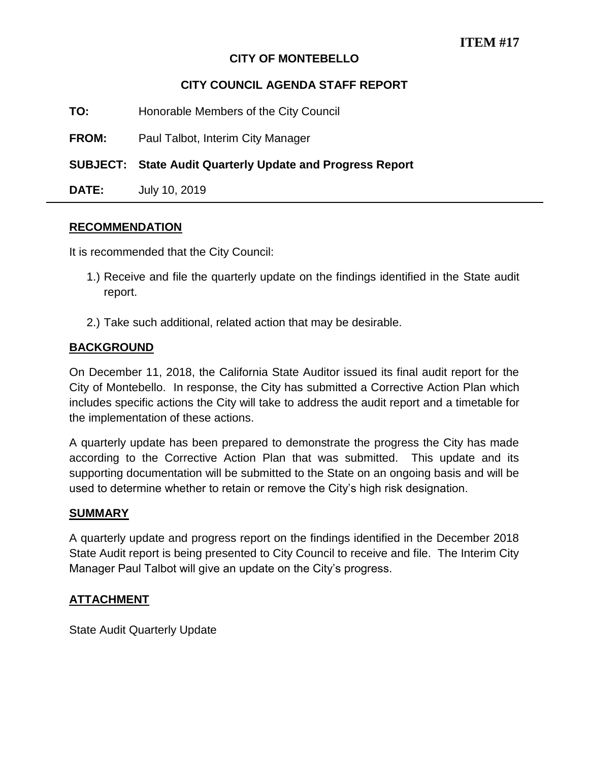**ITEM #17**

**CITY OF MONTEBELLO**

**CITY COUNCIL AGENDA STAFF REPORT**

**TO:** Honorable Members of the City Council

**FROM:** Paul Talbot, Interim City Manager

**SUBJECT: State Audit Quarterly Update and Progress Report**

**DATE:** July 10, 2019

---

## RECOMMENDATION

It is recommended that the City Council:

1.) Receive and file the quarterly update on the findings identified in the State audit report.

2.) Take such additional, related action that may be desirable.

## BACKGROUND

On December 11, 2018, the California State Auditor issued its final audit report for the City of Montebello. In response, the City has submitted a Corrective Action Plan which includes specific actions the City will take to address the audit report and a timetable for the implementation of these actions.

A quarterly update has been prepared to demonstrate the progress the City has made according to the Corrective Action Plan that was submitted. This update and its supporting documentation will be submitted to the State on an ongoing basis and will be used to determine whether to retain or remove the City's high risk designation.

## SUMMARY

A quarterly update and progress report on the findings identified in the December 2018 State Audit report is being presented to City Council to receive and file. The Interim City Manager Paul Talbot will give an update on the City's progress.

## ATTACHMENT

State Audit Quarterly Update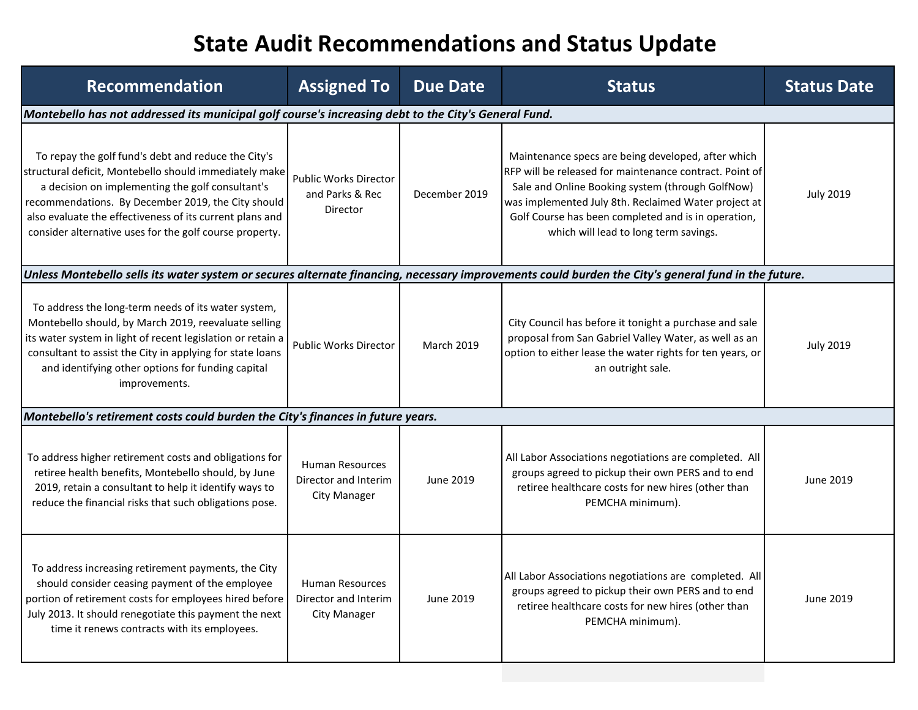# State Audit Recommendations and Status Update

| Recommendation | Assigned To | Due Date | Status | Status Date |
| --- | --- | --- | --- | --- |
| ***Montebello has not addressed its municipal golf course's increasing debt to the City's General Fund.*** | | | | |
| To repay the golf fund's debt and reduce the City's structural deficit, Montebello should immediately make a decision on implementing the golf consultant's recommendations. By December 2019, the City should also evaluate the effectiveness of its current plans and consider alternative uses for the golf course property. | Public Works Director and Parks & Rec Director | December 2019 | Maintenance specs are being developed, after which RFP will be released for maintenance contract. Point of Sale and Online Booking system (through GolfNow) was implemented July 8th. Reclaimed Water project at Golf Course has been completed and is in operation, which will lead to long term savings. | July 2019 |
| ***Unless Montebello sells its water system or secures alternate financing, necessary improvements could burden the City's general fund in the future.*** | | | | |
| To address the long-term needs of its water system, Montebello should, by March 2019, reevaluate selling its water system in light of recent legislation or retain a consultant to assist the City in applying for state loans and identifying other options for funding capital improvements. | Public Works Director | March 2019 | City Council has before it tonight a purchase and sale proposal from San Gabriel Valley Water, as well as an option to either lease the water rights for ten years, or an outright sale. | July 2019 |
| ***Montebello's retirement costs could burden the City's finances in future years.*** | | | | |
| To address higher retirement costs and obligations for retiree health benefits, Montebello should, by June 2019, retain a consultant to help it identify ways to reduce the financial risks that such obligations pose. | Human Resources Director and Interim City Manager | June 2019 | All Labor Associations negotiations are completed. All groups agreed to pickup their own PERS and to end retiree healthcare costs for new hires (other than PEMCHA minimum). | June 2019 |
| To address increasing retirement payments, the City should consider ceasing payment of the employee portion of retirement costs for employees hired before July 2013. It should renegotiate this payment the next time it renews contracts with its employees. | Human Resources Director and Interim City Manager | June 2019 | All Labor Associations negotiations are completed. All groups agreed to pickup their own PERS and to end retiree healthcare costs for new hires (other than PEMCHA minimum). | June 2019 |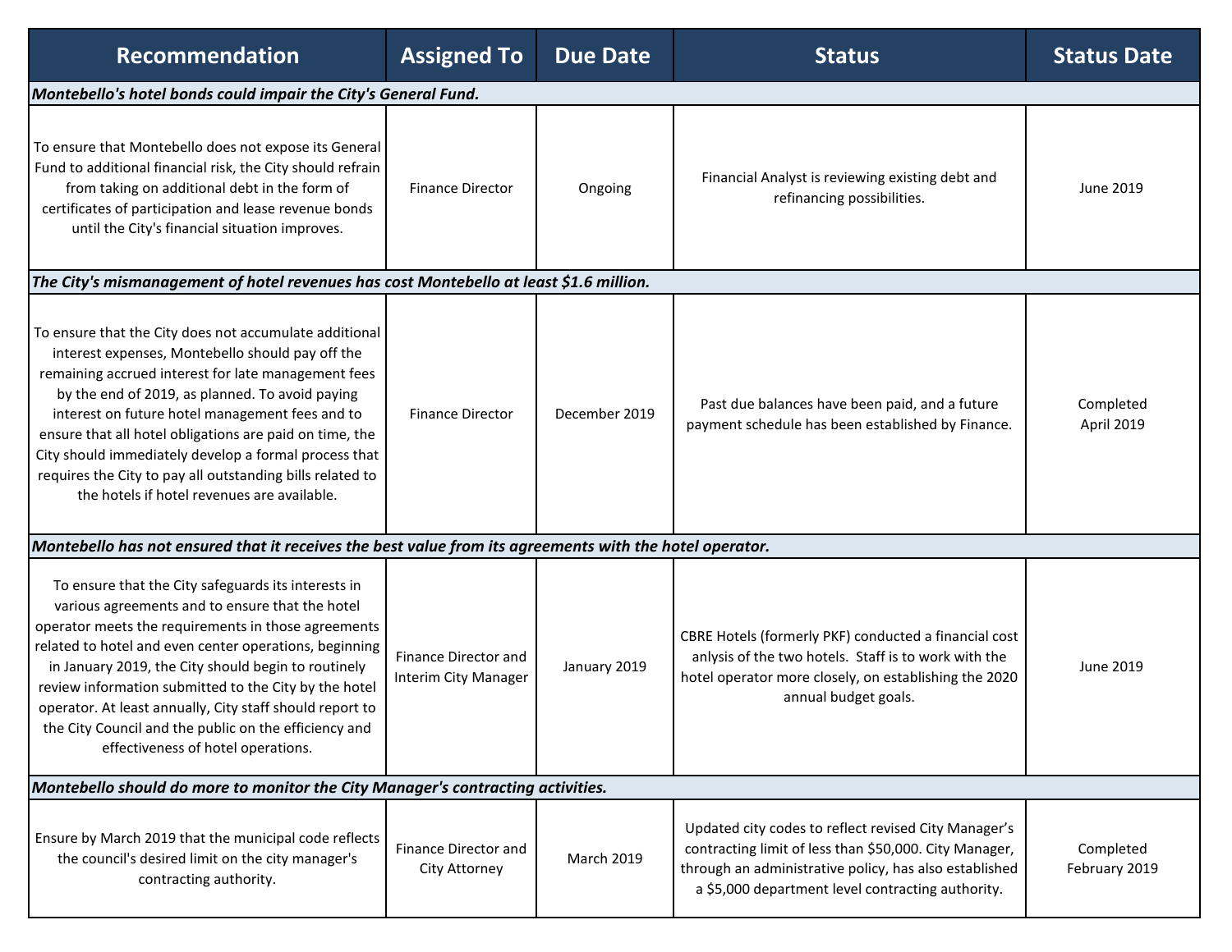| Recommendation | Assigned To | Due Date | Status | Status Date |
|---|---|---|---|---|
| ***Montebello's hotel bonds could impair the City's General Fund.*** | | | | |
| To ensure that Montebello does not expose its General Fund to additional financial risk, the City should refrain from taking on additional debt in the form of certificates of participation and lease revenue bonds until the City's financial situation improves. | Finance Director | Ongoing | Financial Analyst is reviewing existing debt and refinancing possibilities. | June 2019 |
| ***The City's mismanagement of hotel revenues has cost Montebello at least $1.6 million.*** | | | | |
| To ensure that the City does not accumulate additional interest expenses, Montebello should pay off the remaining accrued interest for late management fees by the end of 2019, as planned. To avoid paying interest on future hotel management fees and to ensure that all hotel obligations are paid on time, the City should immediately develop a formal process that requires the City to pay all outstanding bills related to the hotels if hotel revenues are available. | Finance Director | December 2019 | Past due balances have been paid, and a future payment schedule has been established by Finance. | Completed April 2019 |
| ***Montebello has not ensured that it receives the best value from its agreements with the hotel operator.*** | | | | |
| To ensure that the City safeguards its interests in various agreements and to ensure that the hotel operator meets the requirements in those agreements related to hotel and even center operations, beginning in January 2019, the City should begin to routinely review information submitted to the City by the hotel operator. At least annually, City staff should report to the City Council and the public on the efficiency and effectiveness of hotel operations. | Finance Director and Interim City Manager | January 2019 | CBRE Hotels (formerly PKF) conducted a financial cost anlysis of the two hotels. Staff is to work with the hotel operator more closely, on establishing the 2020 annual budget goals. | June 2019 |
| ***Montebello should do more to monitor the City Manager's contracting activities.*** | | | | |
| Ensure by March 2019 that the municipal code reflects the council's desired limit on the city manager's contracting authority. | Finance Director and City Attorney | March 2019 | Updated city codes to reflect revised City Manager's contracting limit of less than $50,000. City Manager, through an administrative policy, has also established a $5,000 department level contracting authority. | Completed February 2019 |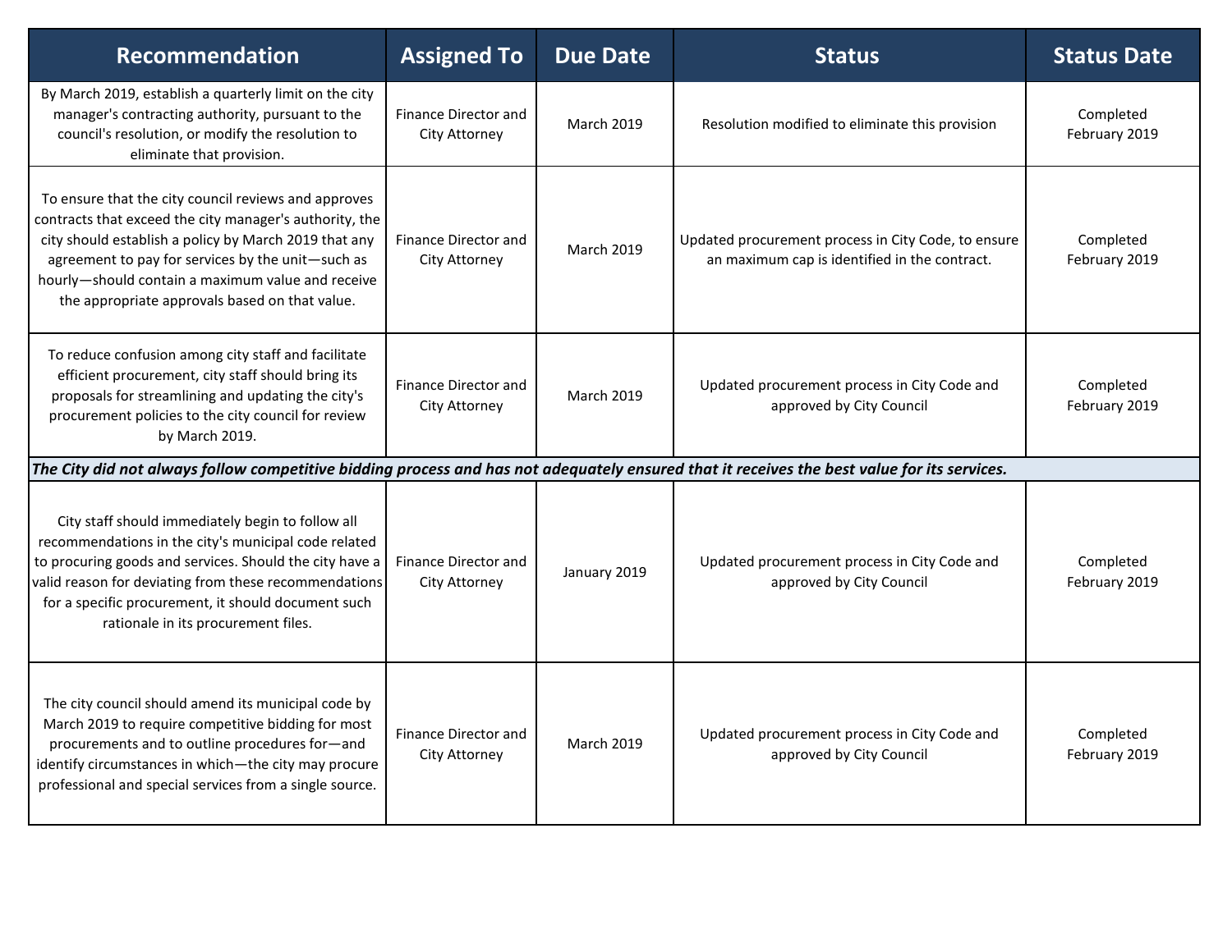| Recommendation | Assigned To | Due Date | Status | Status Date |
|---|---|---|---|---|
| By March 2019, establish a quarterly limit on the city manager's contracting authority, pursuant to the council's resolution, or modify the resolution to eliminate that provision. | Finance Director and City Attorney | March 2019 | Resolution modified to eliminate this provision | Completed February 2019 |
| To ensure that the city council reviews and approves contracts that exceed the city manager's authority, the city should establish a policy by March 2019 that any agreement to pay for services by the unit—such as hourly—should contain a maximum value and receive the appropriate approvals based on that value. | Finance Director and City Attorney | March 2019 | Updated procurement process in City Code, to ensure an maximum cap is identified in the contract. | Completed February 2019 |
| To reduce confusion among city staff and facilitate efficient procurement, city staff should bring its proposals for streamlining and updating the city's procurement policies to the city council for review by March 2019. | Finance Director and City Attorney | March 2019 | Updated procurement process in City Code and approved by City Council | Completed February 2019 |
| ***The City did not always follow competitive bidding process and has not adequately ensured that it receives the best value for its services.*** | | | | |
| City staff should immediately begin to follow all recommendations in the city's municipal code related to procuring goods and services. Should the city have a valid reason for deviating from these recommendations for a specific procurement, it should document such rationale in its procurement files. | Finance Director and City Attorney | January 2019 | Updated procurement process in City Code and approved by City Council | Completed February 2019 |
| The city council should amend its municipal code by March 2019 to require competitive bidding for most procurements and to outline procedures for—and identify circumstances in which—the city may procure professional and special services from a single source. | Finance Director and City Attorney | March 2019 | Updated procurement process in City Code and approved by City Council | Completed February 2019 |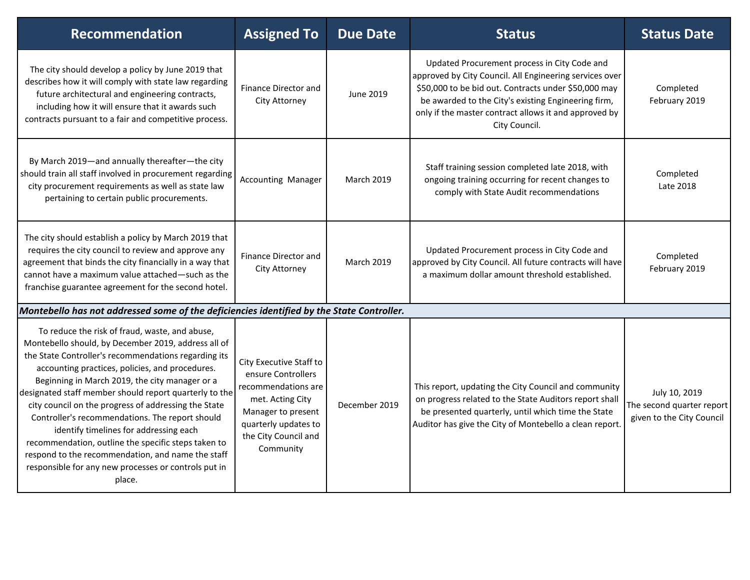| Recommendation | Assigned To | Due Date | Status | Status Date |
|---|---|---|---|---|
| The city should develop a policy by June 2019 that describes how it will comply with state law regarding future architectural and engineering contracts, including how it will ensure that it awards such contracts pursuant to a fair and competitive process. | Finance Director and City Attorney | June 2019 | Updated Procurement process in City Code and approved by City Council. All Engineering services over $50,000 to be bid out. Contracts under $50,000 may be awarded to the City's existing Engineering firm, only if the master contract allows it and approved by City Council. | Completed February 2019 |
| By March 2019—and annually thereafter—the city should train all staff involved in procurement regarding city procurement requirements as well as state law pertaining to certain public procurements. | Accounting Manager | March 2019 | Staff training session completed late 2018, with ongoing training occurring for recent changes to comply with State Audit recommendations | Completed Late 2018 |
| The city should establish a policy by March 2019 that requires the city council to review and approve any agreement that binds the city financially in a way that cannot have a maximum value attached—such as the franchise guarantee agreement for the second hotel. | Finance Director and City Attorney | March 2019 | Updated Procurement process in City Code and approved by City Council. All future contracts will have a maximum dollar amount threshold established. | Completed February 2019 |
| ***Montebello has not addressed some of the deficiencies identified by the State Controller.*** | | | | |
| To reduce the risk of fraud, waste, and abuse, Montebello should, by December 2019, address all of the State Controller's recommendations regarding its accounting practices, policies, and procedures. Beginning in March 2019, the city manager or a designated staff member should report quarterly to the city council on the progress of addressing the State Controller's recommendations. The report should identify timelines for addressing each recommendation, outline the specific steps taken to respond to the recommendation, and name the staff responsible for any new processes or controls put in place. | City Executive Staff to ensure Controllers recommendations are met. Acting City Manager to present quarterly updates to the City Council and Community | December 2019 | This report, updating the City Council and community on progress related to the State Auditors report shall be presented quarterly, until which time the State Auditor has give the City of Montebello a clean report. | July 10, 2019 The second quarter report given to the City Council |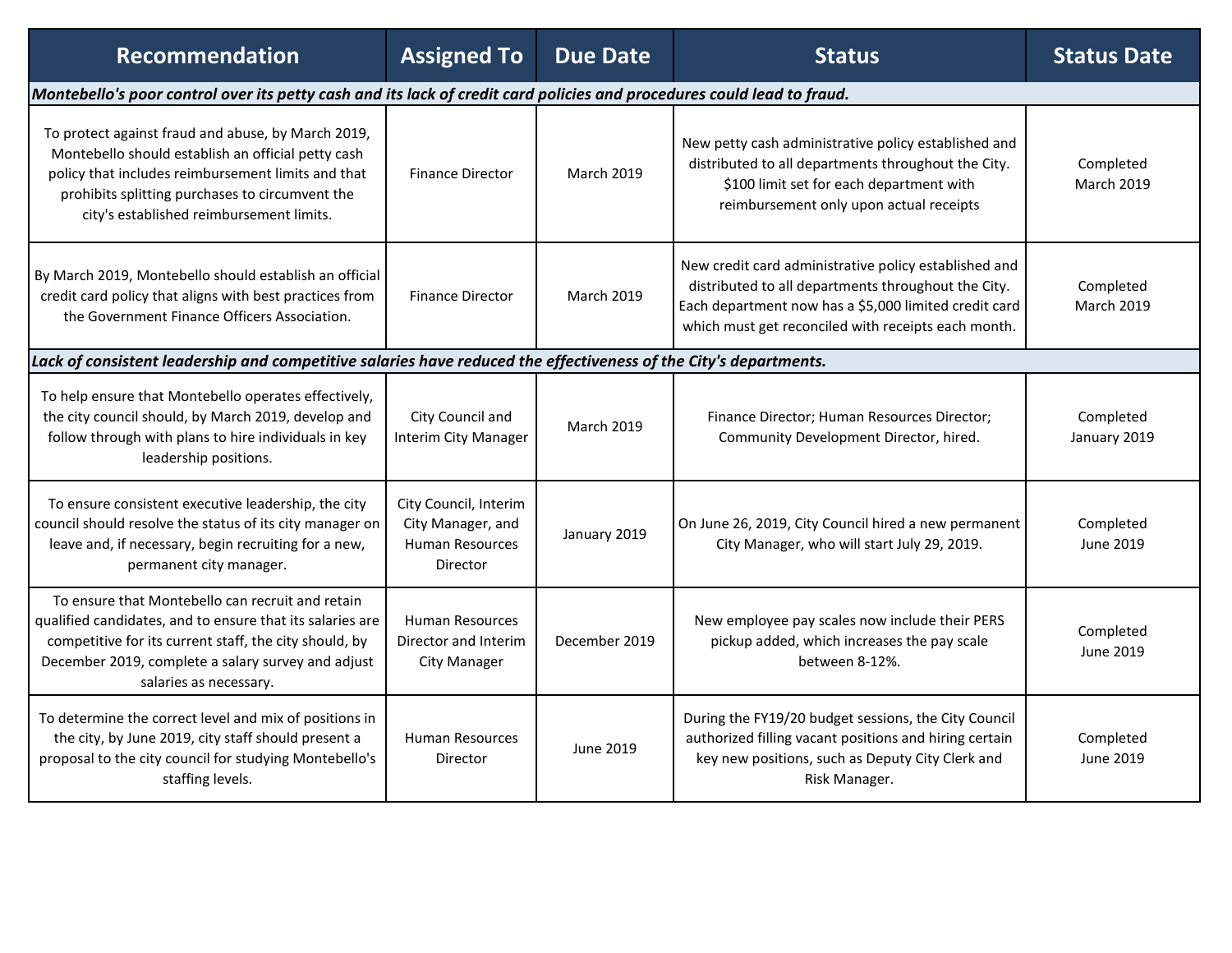| Recommendation | Assigned To | Due Date | Status | Status Date |
|---|---|---|---|---|
| ***Montebello's poor control over its petty cash and its lack of credit card policies and procedures could lead to fraud.*** | | | | |
| To protect against fraud and abuse, by March 2019, Montebello should establish an official petty cash policy that includes reimbursement limits and that prohibits splitting purchases to circumvent the city's established reimbursement limits. | Finance Director | March 2019 | New petty cash administrative policy established and distributed to all departments throughout the City. $100 limit set for each department with reimbursement only upon actual receipts | Completed March 2019 |
| By March 2019, Montebello should establish an official credit card policy that aligns with best practices from the Government Finance Officers Association. | Finance Director | March 2019 | New credit card administrative policy established and distributed to all departments throughout the City. Each department now has a $5,000 limited credit card which must get reconciled with receipts each month. | Completed March 2019 |
| ***Lack of consistent leadership and competitive salaries have reduced the effectiveness of the City's departments.*** | | | | |
| To help ensure that Montebello operates effectively, the city council should, by March 2019, develop and follow through with plans to hire individuals in key leadership positions. | City Council and Interim City Manager | March 2019 | Finance Director; Human Resources Director; Community Development Director, hired. | Completed January 2019 |
| To ensure consistent executive leadership, the city council should resolve the status of its city manager on leave and, if necessary, begin recruiting for a new, permanent city manager. | City Council, Interim City Manager, and Human Resources Director | January 2019 | On June 26, 2019, City Council hired a new permanent City Manager, who will start July 29, 2019. | Completed June 2019 |
| To ensure that Montebello can recruit and retain qualified candidates, and to ensure that its salaries are competitive for its current staff, the city should, by December 2019, complete a salary survey and adjust salaries as necessary. | Human Resources Director and Interim City Manager | December 2019 | New employee pay scales now include their PERS pickup added, which increases the pay scale between 8-12%. | Completed June 2019 |
| To determine the correct level and mix of positions in the city, by June 2019, city staff should present a proposal to the city council for studying Montebello's staffing levels. | Human Resources Director | June 2019 | During the FY19/20 budget sessions, the City Council authorized filling vacant positions and hiring certain key new positions, such as Deputy City Clerk and Risk Manager. | Completed June 2019 |